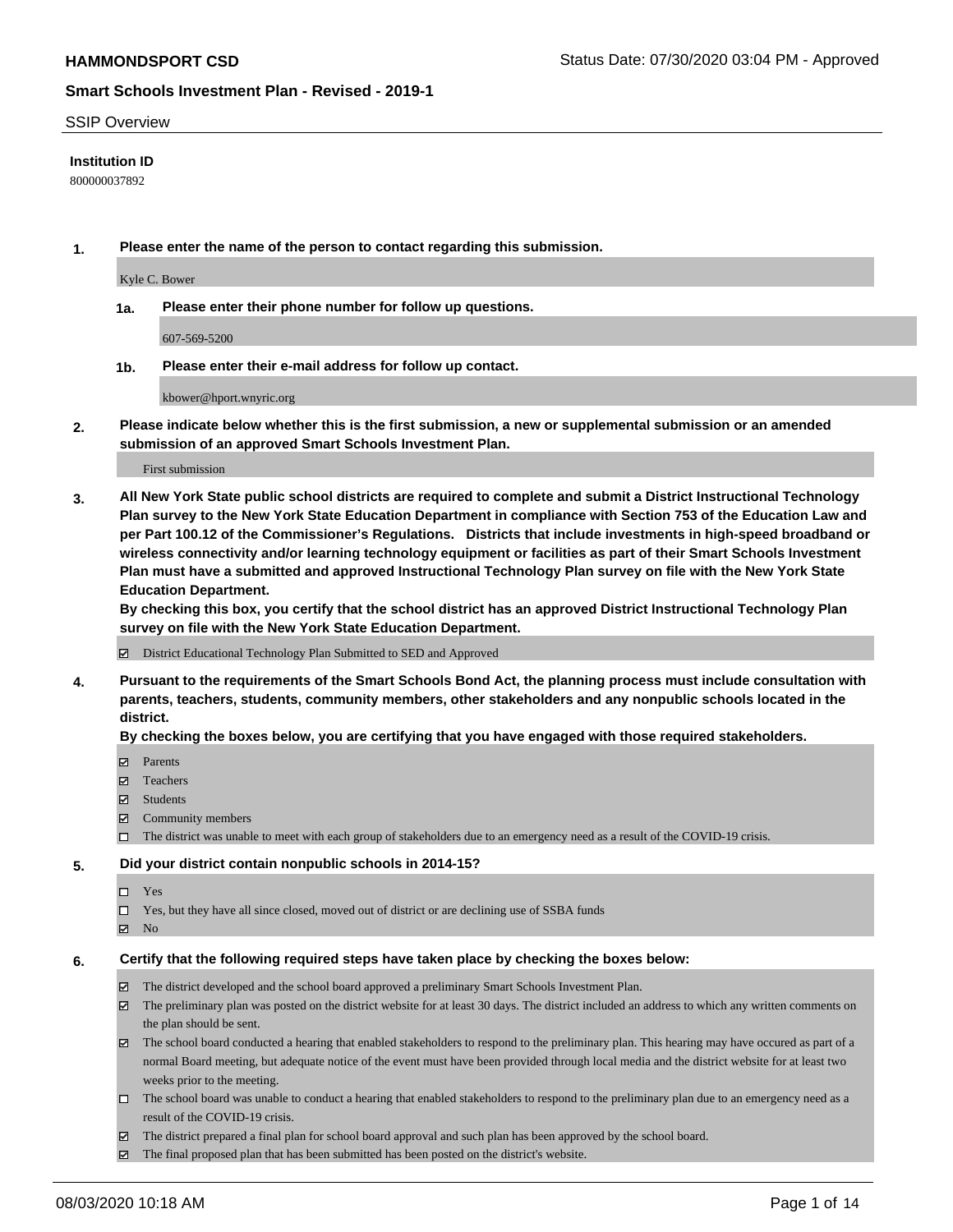**HAMMONDSPORT CSD** Status Date: 07/30/2020 03:04 PM - Approved

## Smart Schools Investment Plan - Revised - 2019-1

SSIP Overview

**Institution ID**

800000037892

**1. Please enter the name of the person to contact regarding this submission.**

Kyle C. Bower

**1a. Please enter their phone number for follow up questions.**

607-569-5200

**1b. Please enter their e-mail address for follow up contact.**

kbower@hport.wnyric.org

**2. Please indicate below whether this is the first submission, a new or supplemental submission or an amended submission of an approved Smart Schools Investment Plan.**

First submission

**3. All New York State public school districts are required to complete and submit a District Instructional Technology Plan survey to the New York State Education Department in compliance with Section 753 of the Education Law and per Part 100.12 of the Commissioner's Regulations. Districts that include investments in high-speed broadband or wireless connectivity and/or learning technology equipment or facilities as part of their Smart Schools Investment Plan must have a submitted and approved Instructional Technology Plan survey on file with the New York State Education Department.**
**By checking this box, you certify that the school district has an approved District Instructional Technology Plan survey on file with the New York State Education Department.**

☑ District Educational Technology Plan Submitted to SED and Approved

**4. Pursuant to the requirements of the Smart Schools Bond Act, the planning process must include consultation with parents, teachers, students, community members, other stakeholders and any nonpublic schools located in the district.**
**By checking the boxes below, you are certifying that you have engaged with those required stakeholders.**

☑ Parents
☑ Teachers
☑ Students
☑ Community members
☐ The district was unable to meet with each group of stakeholders due to an emergency need as a result of the COVID-19 crisis.

**5. Did your district contain nonpublic schools in 2014-15?**

☐ Yes
☐ Yes, but they have all since closed, moved out of district or are declining use of SSBA funds
☑ No

**6. Certify that the following required steps have taken place by checking the boxes below:**

☑ The district developed and the school board approved a preliminary Smart Schools Investment Plan.
☑ The preliminary plan was posted on the district website for at least 30 days. The district included an address to which any written comments on the plan should be sent.
☑ The school board conducted a hearing that enabled stakeholders to respond to the preliminary plan. This hearing may have occured as part of a normal Board meeting, but adequate notice of the event must have been provided through local media and the district website for at least two weeks prior to the meeting.
☐ The school board was unable to conduct a hearing that enabled stakeholders to respond to the preliminary plan due to an emergency need as a result of the COVID-19 crisis.
☑ The district prepared a final plan for school board approval and such plan has been approved by the school board.
☑ The final proposed plan that has been submitted has been posted on the district's website.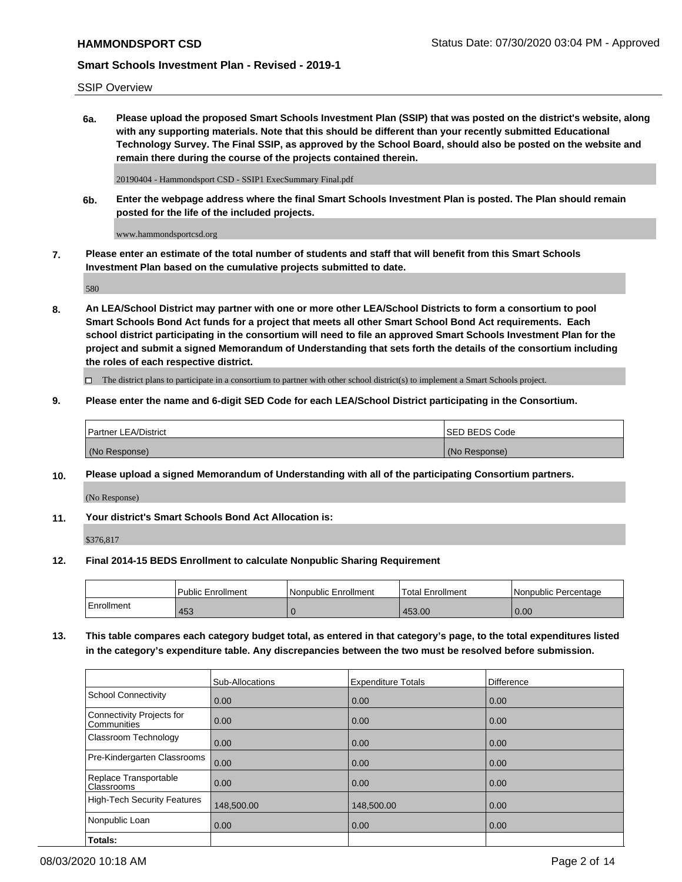SSIP Overview

**6a. Please upload the proposed Smart Schools Investment Plan (SSIP) that was posted on the district's website, along with any supporting materials. Note that this should be different than your recently submitted Educational Technology Survey. The Final SSIP, as approved by the School Board, should also be posted on the website and remain there during the course of the projects contained therein.**

20190404 - Hammondsport CSD - SSIP1 ExecSummary Final.pdf

**6b. Enter the webpage address where the final Smart Schools Investment Plan is posted. The Plan should remain posted for the life of the included projects.**

www.hammondsportcsd.org

**7. Please enter an estimate of the total number of students and staff that will benefit from this Smart Schools Investment Plan based on the cumulative projects submitted to date.**

580

**8. An LEA/School District may partner with one or more other LEA/School Districts to form a consortium to pool Smart Schools Bond Act funds for a project that meets all other Smart School Bond Act requirements. Each school district participating in the consortium will need to file an approved Smart Schools Investment Plan for the project and submit a signed Memorandum of Understanding that sets forth the details of the consortium including the roles of each respective district.**

☐ The district plans to participate in a consortium to partner with other school district(s) to implement a Smart Schools project.

**9. Please enter the name and 6-digit SED Code for each LEA/School District participating in the Consortium.**

| Partner LEA/District | SED BEDS Code |
| --- | --- |
| (No Response) | (No Response) |

**10. Please upload a signed Memorandum of Understanding with all of the participating Consortium partners.**

(No Response)

**11. Your district's Smart Schools Bond Act Allocation is:**

$376,817

**12. Final 2014-15 BEDS Enrollment to calculate Nonpublic Sharing Requirement**

| | Public Enrollment | Nonpublic Enrollment | Total Enrollment | Nonpublic Percentage |
| --- | --- | --- | --- | --- |
| Enrollment | 453 | 0 | 453.00 | 0.00 |

**13. This table compares each category budget total, as entered in that category's page, to the total expenditures listed in the category's expenditure table. Any discrepancies between the two must be resolved before submission.**

| | Sub-Allocations | Expenditure Totals | Difference |
| --- | --- | --- | --- |
| School Connectivity | 0.00 | 0.00 | 0.00 |
| Connectivity Projects for Communities | 0.00 | 0.00 | 0.00 |
| Classroom Technology | 0.00 | 0.00 | 0.00 |
| Pre-Kindergarten Classrooms | 0.00 | 0.00 | 0.00 |
| Replace Transportable Classrooms | 0.00 | 0.00 | 0.00 |
| High-Tech Security Features | 148,500.00 | 148,500.00 | 0.00 |
| Nonpublic Loan | 0.00 | 0.00 | 0.00 |
| **Totals:** | | | |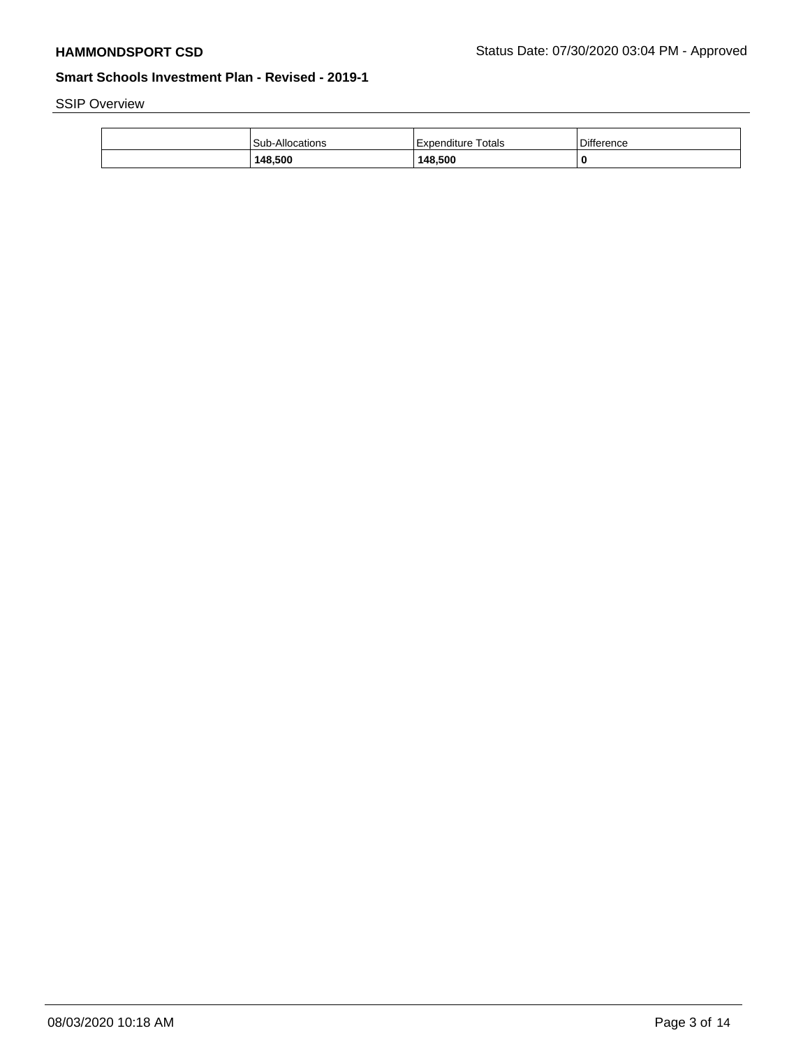SSIP Overview

| | Sub-Allocations | Expenditure Totals | Difference |
|---|---|---|---|
| | **148,500** | **148,500** | **0** |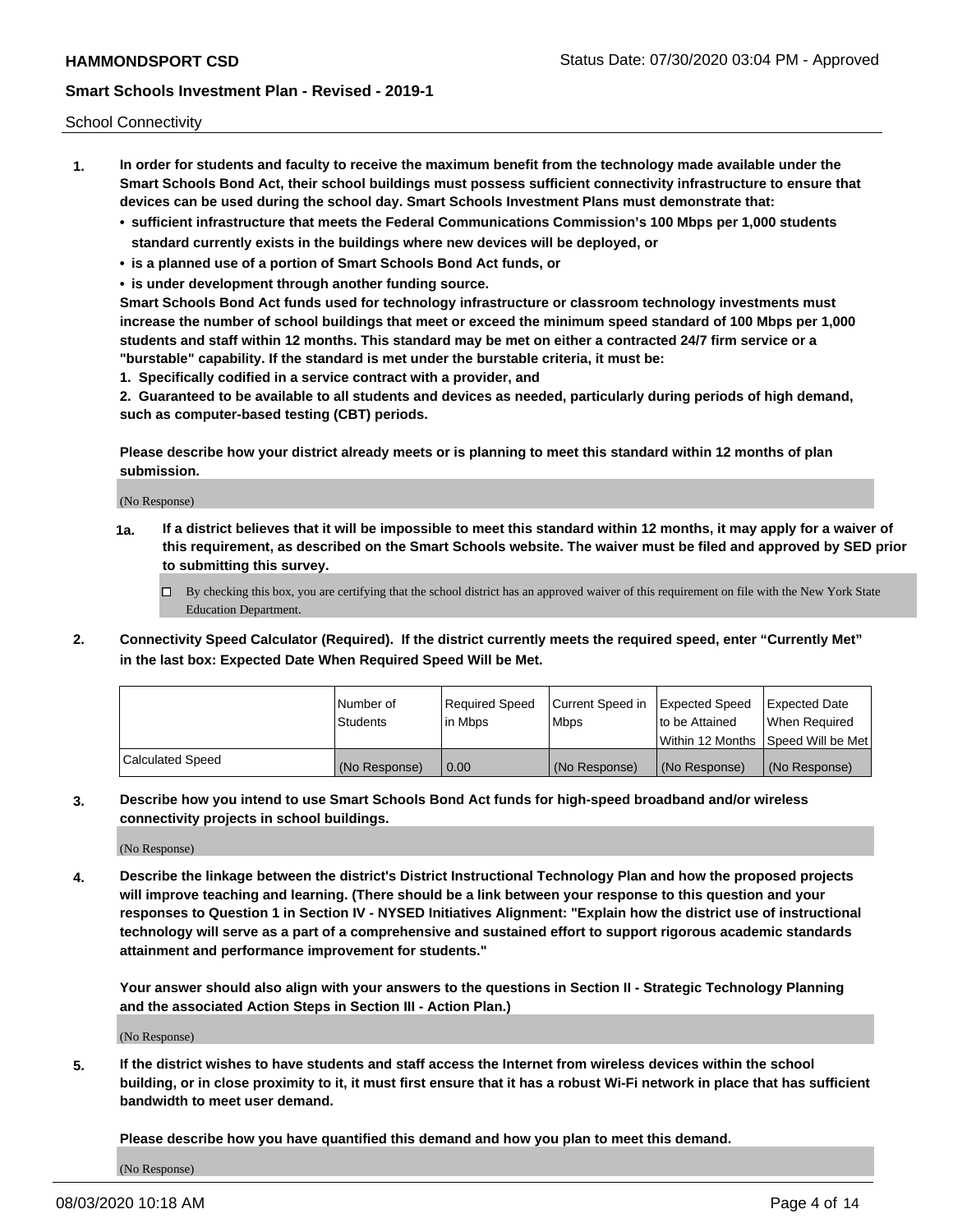School Connectivity

1. **In order for students and faculty to receive the maximum benefit from the technology made available under the Smart Schools Bond Act, their school buildings must possess sufficient connectivity infrastructure to ensure that devices can be used during the school day. Smart Schools Investment Plans must demonstrate that:**
   - **sufficient infrastructure that meets the Federal Communications Commission's 100 Mbps per 1,000 students standard currently exists in the buildings where new devices will be deployed, or**
   - **is a planned use of a portion of Smart Schools Bond Act funds, or**
   - **is under development through another funding source.**

   **Smart Schools Bond Act funds used for technology infrastructure or classroom technology investments must increase the number of school buildings that meet or exceed the minimum speed standard of 100 Mbps per 1,000 students and staff within 12 months. This standard may be met on either a contracted 24/7 firm service or a "burstable" capability. If the standard is met under the burstable criteria, it must be:**

   **1. Specifically codified in a service contract with a provider, and**

   **2. Guaranteed to be available to all students and devices as needed, particularly during periods of high demand, such as computer-based testing (CBT) periods.**

   **Please describe how your district already meets or is planning to meet this standard within 12 months of plan submission.**

   (No Response)

   **1a. If a district believes that it will be impossible to meet this standard within 12 months, it may apply for a waiver of this requirement, as described on the Smart Schools website. The waiver must be filed and approved by SED prior to submitting this survey.**

   ☐ By checking this box, you are certifying that the school district has an approved waiver of this requirement on file with the New York State Education Department.

2. **Connectivity Speed Calculator (Required). If the district currently meets the required speed, enter "Currently Met" in the last box: Expected Date When Required Speed Will be Met.**

| | Number of Students | Required Speed in Mbps | Current Speed in Mbps | Expected Speed to be Attained Within 12 Months | Expected Date When Required Speed Will be Met |
|---|---|---|---|---|---|
| Calculated Speed | (No Response) | 0.00 | (No Response) | (No Response) | (No Response) |

3. **Describe how you intend to use Smart Schools Bond Act funds for high-speed broadband and/or wireless connectivity projects in school buildings.**

   (No Response)

4. **Describe the linkage between the district's District Instructional Technology Plan and how the proposed projects will improve teaching and learning. (There should be a link between your response to this question and your responses to Question 1 in Section IV - NYSED Initiatives Alignment: "Explain how the district use of instructional technology will serve as a part of a comprehensive and sustained effort to support rigorous academic standards attainment and performance improvement for students."**

   **Your answer should also align with your answers to the questions in Section II - Strategic Technology Planning and the associated Action Steps in Section III - Action Plan.)**

   (No Response)

5. **If the district wishes to have students and staff access the Internet from wireless devices within the school building, or in close proximity to it, it must first ensure that it has a robust Wi-Fi network in place that has sufficient bandwidth to meet user demand.**

   **Please describe how you have quantified this demand and how you plan to meet this demand.**

   (No Response)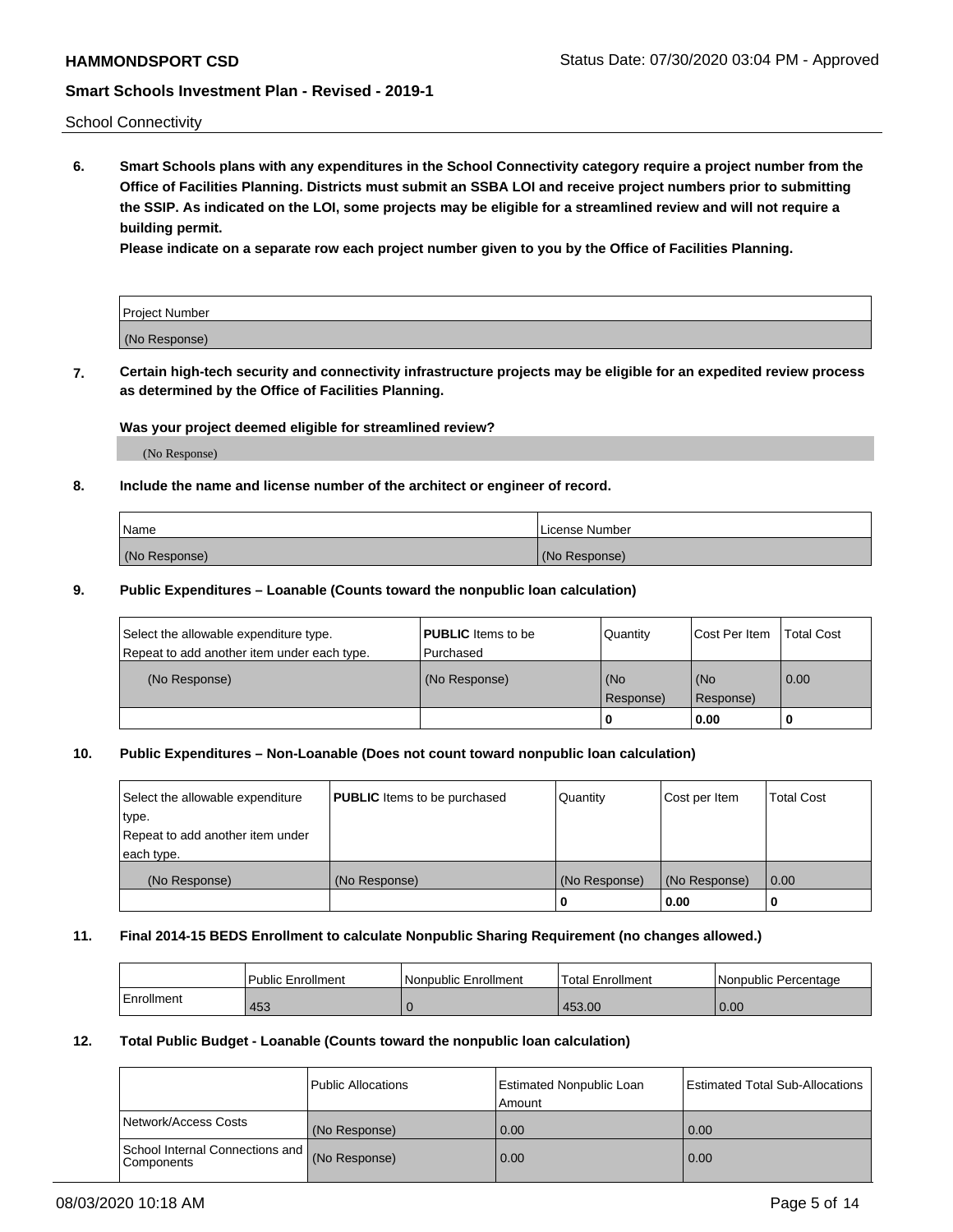School Connectivity

**6. Smart Schools plans with any expenditures in the School Connectivity category require a project number from the Office of Facilities Planning. Districts must submit an SSBA LOI and receive project numbers prior to submitting the SSIP. As indicated on the LOI, some projects may be eligible for a streamlined review and will not require a building permit.**

**Please indicate on a separate row each project number given to you by the Office of Facilities Planning.**

| Project Number |
|---|
| (No Response) |

**7. Certain high-tech security and connectivity infrastructure projects may be eligible for an expedited review process as determined by the Office of Facilities Planning.**

**Was your project deemed eligible for streamlined review?**

(No Response)

**8. Include the name and license number of the architect or engineer of record.**

| Name | License Number |
|---|---|
| (No Response) | (No Response) |

**9. Public Expenditures – Loanable (Counts toward the nonpublic loan calculation)**

| Select the allowable expenditure type. Repeat to add another item under each type. | **PUBLIC** Items to be Purchased | Quantity | Cost Per Item | Total Cost |
|---|---|---|---|---|
| (No Response) | (No Response) | (No Response) | (No Response) | 0.00 |
| | | 0 | 0.00 | 0 |

**10. Public Expenditures – Non-Loanable (Does not count toward nonpublic loan calculation)**

| Select the allowable expenditure type. Repeat to add another item under each type. | **PUBLIC** Items to be purchased | Quantity | Cost per Item | Total Cost |
|---|---|---|---|---|
| (No Response) | (No Response) | (No Response) | (No Response) | 0.00 |
| | | 0 | 0.00 | 0 |

**11. Final 2014-15 BEDS Enrollment to calculate Nonpublic Sharing Requirement (no changes allowed.)**

| | Public Enrollment | Nonpublic Enrollment | Total Enrollment | Nonpublic Percentage |
|---|---|---|---|---|
| Enrollment | 453 | 0 | 453.00 | 0.00 |

**12. Total Public Budget - Loanable (Counts toward the nonpublic loan calculation)**

| | Public Allocations | Estimated Nonpublic Loan Amount | Estimated Total Sub-Allocations |
|---|---|---|---|
| Network/Access Costs | (No Response) | 0.00 | 0.00 |
| School Internal Connections and Components | (No Response) | 0.00 | 0.00 |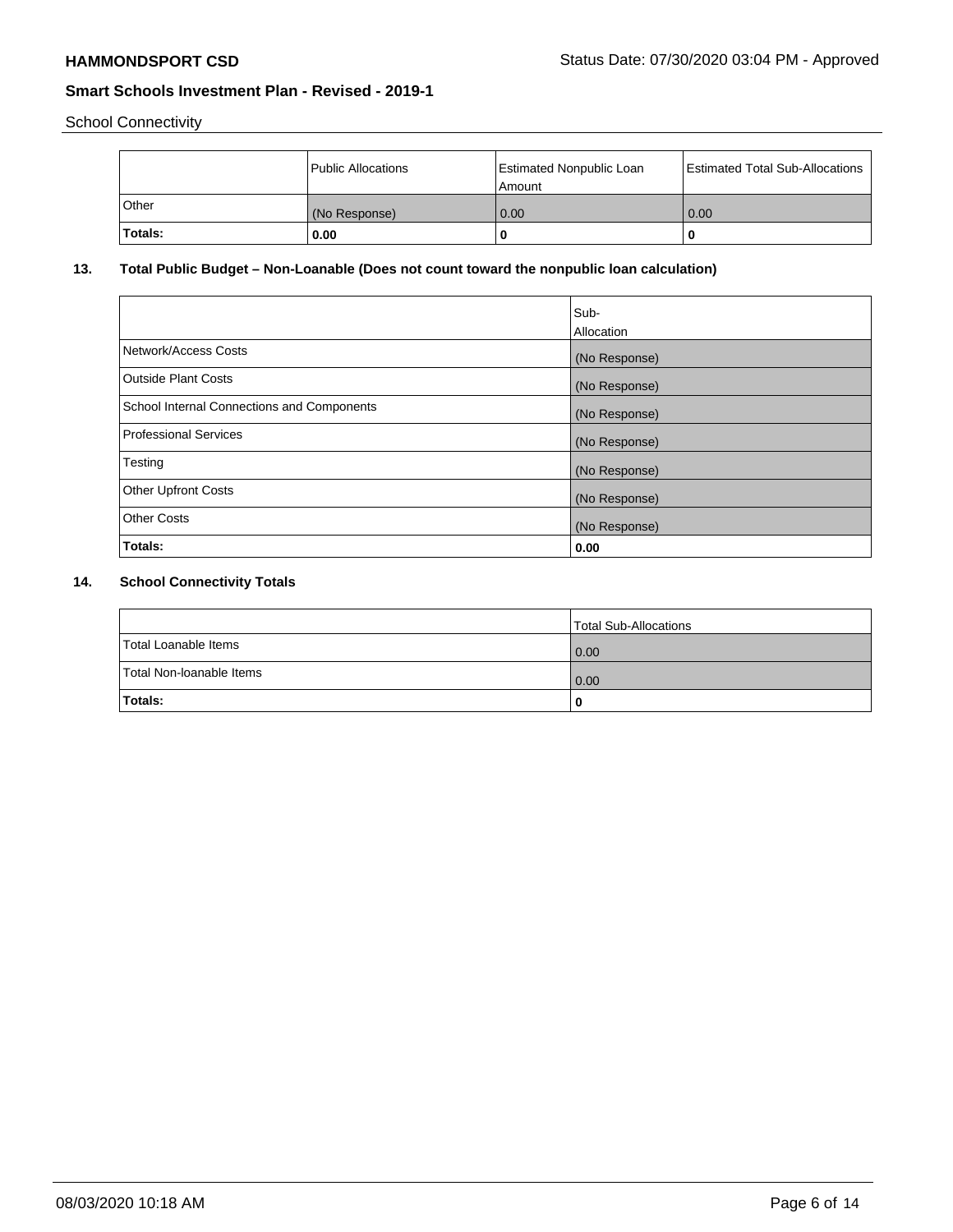School Connectivity

| | Public Allocations | Estimated Nonpublic Loan Amount | Estimated Total Sub-Allocations |
|---|---|---|---|
| Other | (No Response) | 0.00 | 0.00 |
| **Totals:** | **0.00** | **0** | **0** |

## 13. Total Public Budget – Non-Loanable (Does not count toward the nonpublic loan calculation)

| | Sub-Allocation |
|---|---|
| Network/Access Costs | (No Response) |
| Outside Plant Costs | (No Response) |
| School Internal Connections and Components | (No Response) |
| Professional Services | (No Response) |
| Testing | (No Response) |
| Other Upfront Costs | (No Response) |
| Other Costs | (No Response) |
| **Totals:** | **0.00** |

## 14. School Connectivity Totals

| | Total Sub-Allocations |
|---|---|
| Total Loanable Items | 0.00 |
| Total Non-loanable Items | 0.00 |
| **Totals:** | **0** |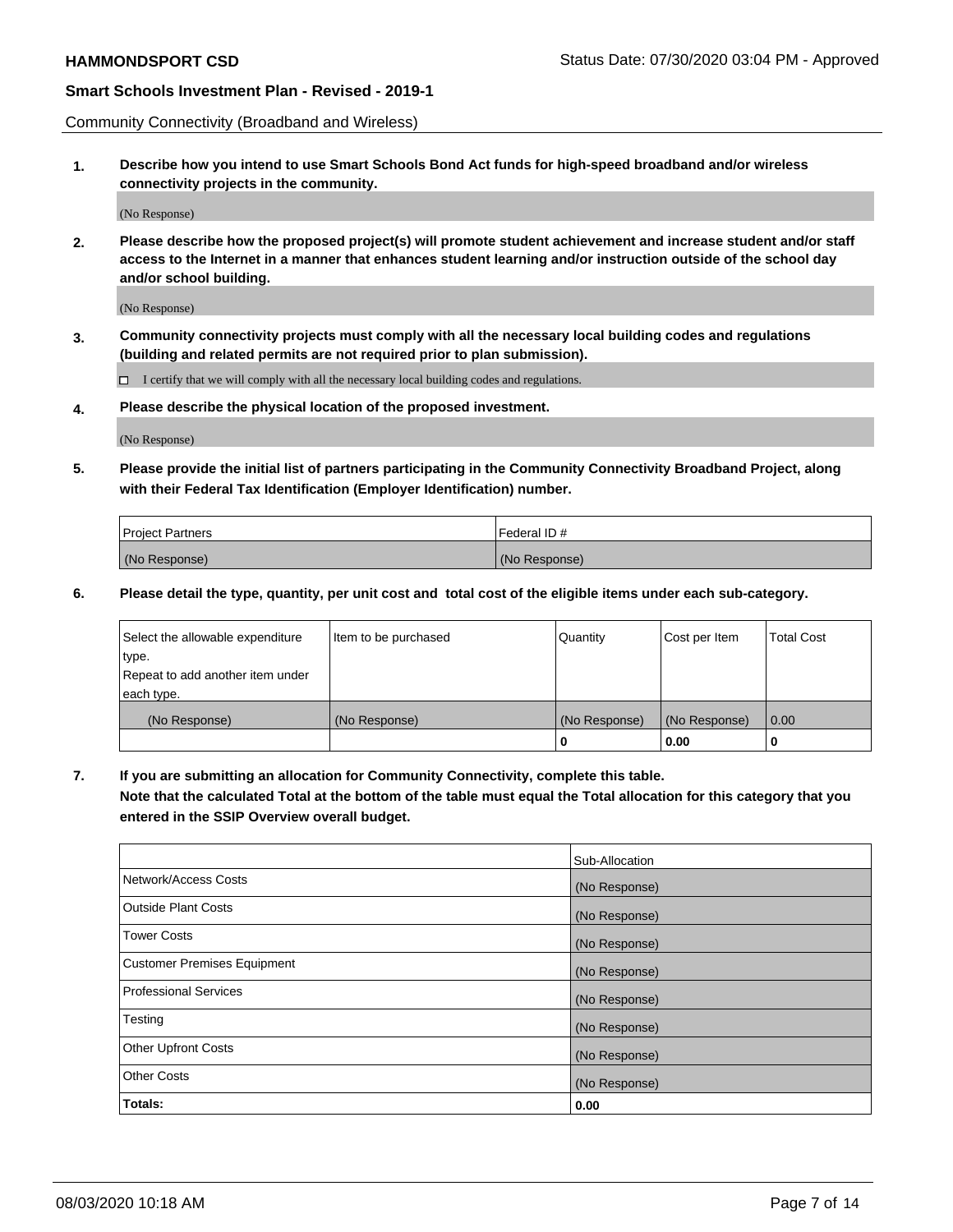Community Connectivity (Broadband and Wireless)

**1. Describe how you intend to use Smart Schools Bond Act funds for high-speed broadband and/or wireless connectivity projects in the community.**

(No Response)

**2. Please describe how the proposed project(s) will promote student achievement and increase student and/or staff access to the Internet in a manner that enhances student learning and/or instruction outside of the school day and/or school building.**

(No Response)

**3. Community connectivity projects must comply with all the necessary local building codes and regulations (building and related permits are not required prior to plan submission).**

☐ I certify that we will comply with all the necessary local building codes and regulations.

**4. Please describe the physical location of the proposed investment.**

(No Response)

**5. Please provide the initial list of partners participating in the Community Connectivity Broadband Project, along with their Federal Tax Identification (Employer Identification) number.**

| Project Partners | Federal ID # |
|---|---|
| (No Response) | (No Response) |

**6. Please detail the type, quantity, per unit cost and total cost of the eligible items under each sub-category.**

| Select the allowable expenditure type. Repeat to add another item under each type. | Item to be purchased | Quantity | Cost per Item | Total Cost |
|---|---|---|---|---|
| (No Response) | (No Response) | (No Response) | (No Response) | 0.00 |
| | | 0 | 0.00 | 0 |

**7. If you are submitting an allocation for Community Connectivity, complete this table. Note that the calculated Total at the bottom of the table must equal the Total allocation for this category that you entered in the SSIP Overview overall budget.**

| | Sub-Allocation |
|---|---|
| Network/Access Costs | (No Response) |
| Outside Plant Costs | (No Response) |
| Tower Costs | (No Response) |
| Customer Premises Equipment | (No Response) |
| Professional Services | (No Response) |
| Testing | (No Response) |
| Other Upfront Costs | (No Response) |
| Other Costs | (No Response) |
| **Totals:** | **0.00** |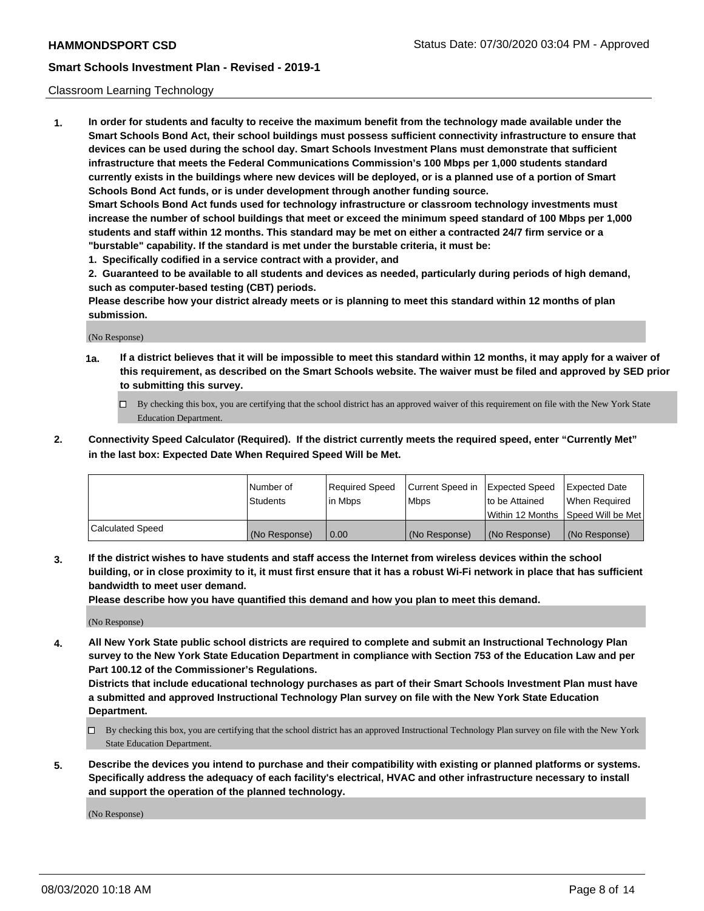## Classroom Learning Technology

**1. In order for students and faculty to receive the maximum benefit from the technology made available under the Smart Schools Bond Act, their school buildings must possess sufficient connectivity infrastructure to ensure that devices can be used during the school day. Smart Schools Investment Plans must demonstrate that sufficient infrastructure that meets the Federal Communications Commission's 100 Mbps per 1,000 students standard currently exists in the buildings where new devices will be deployed, or is a planned use of a portion of Smart Schools Bond Act funds, or is under development through another funding source.**

**Smart Schools Bond Act funds used for technology infrastructure or classroom technology investments must increase the number of school buildings that meet or exceed the minimum speed standard of 100 Mbps per 1,000 students and staff within 12 months. This standard may be met on either a contracted 24/7 firm service or a "burstable" capability. If the standard is met under the burstable criteria, it must be:**

**1. Specifically codified in a service contract with a provider, and**

**2. Guaranteed to be available to all students and devices as needed, particularly during periods of high demand, such as computer-based testing (CBT) periods.**

**Please describe how your district already meets or is planning to meet this standard within 12 months of plan submission.**

(No Response)

**1a. If a district believes that it will be impossible to meet this standard within 12 months, it may apply for a waiver of this requirement, as described on the Smart Schools website. The waiver must be filed and approved by SED prior to submitting this survey.**

- ☐ By checking this box, you are certifying that the school district has an approved waiver of this requirement on file with the New York State Education Department.

**2. Connectivity Speed Calculator (Required). If the district currently meets the required speed, enter "Currently Met" in the last box: Expected Date When Required Speed Will be Met.**

| | Number of Students | Required Speed in Mbps | Current Speed in Mbps | Expected Speed to be Attained Within 12 Months | Expected Date When Required Speed Will be Met |
|---|---|---|---|---|---|
| Calculated Speed | (No Response) | 0.00 | (No Response) | (No Response) | (No Response) |

**3. If the district wishes to have students and staff access the Internet from wireless devices within the school building, or in close proximity to it, it must first ensure that it has a robust Wi-Fi network in place that has sufficient bandwidth to meet user demand.**

**Please describe how you have quantified this demand and how you plan to meet this demand.**

(No Response)

**4. All New York State public school districts are required to complete and submit an Instructional Technology Plan survey to the New York State Education Department in compliance with Section 753 of the Education Law and per Part 100.12 of the Commissioner's Regulations.**

**Districts that include educational technology purchases as part of their Smart Schools Investment Plan must have a submitted and approved Instructional Technology Plan survey on file with the New York State Education Department.**

- ☐ By checking this box, you are certifying that the school district has an approved Instructional Technology Plan survey on file with the New York State Education Department.

**5. Describe the devices you intend to purchase and their compatibility with existing or planned platforms or systems. Specifically address the adequacy of each facility's electrical, HVAC and other infrastructure necessary to install and support the operation of the planned technology.**

(No Response)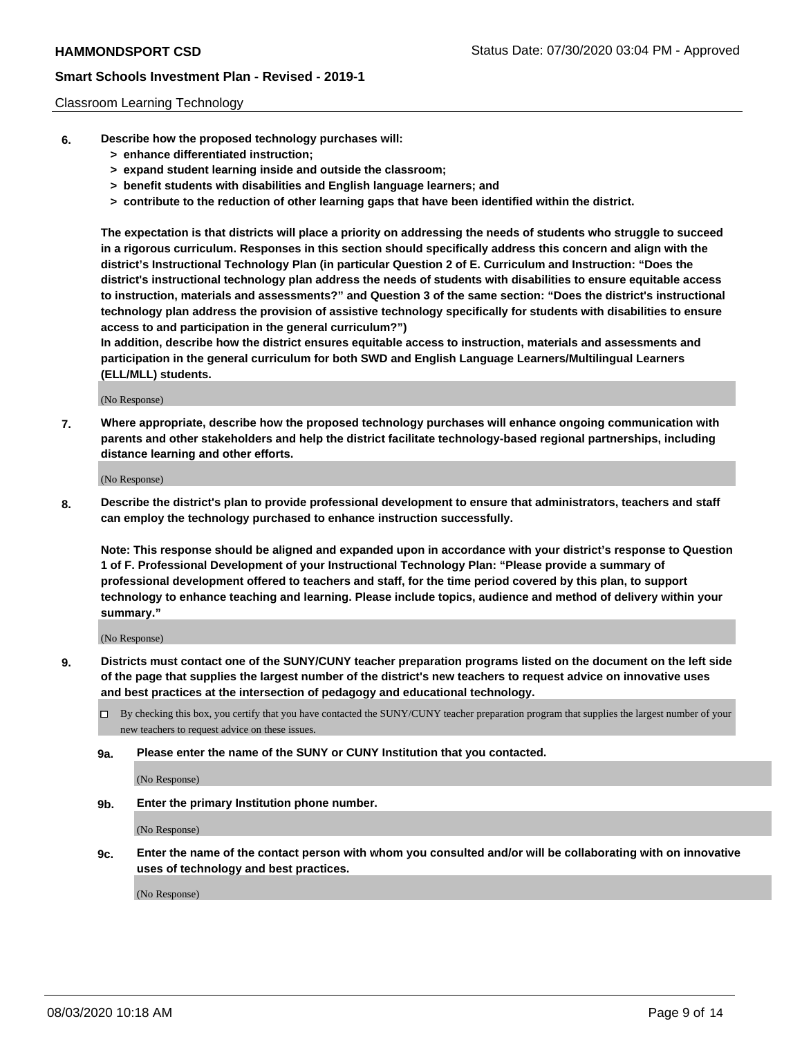Classroom Learning Technology

6. **Describe how the proposed technology purchases will:**
   - **> enhance differentiated instruction;**
   - **> expand student learning inside and outside the classroom;**
   - **> benefit students with disabilities and English language learners; and**
   - **> contribute to the reduction of other learning gaps that have been identified within the district.**

   **The expectation is that districts will place a priority on addressing the needs of students who struggle to succeed in a rigorous curriculum. Responses in this section should specifically address this concern and align with the district's Instructional Technology Plan (in particular Question 2 of E. Curriculum and Instruction: "Does the district's instructional technology plan address the needs of students with disabilities to ensure equitable access to instruction, materials and assessments?" and Question 3 of the same section: "Does the district's instructional technology plan address the provision of assistive technology specifically for students with disabilities to ensure access to and participation in the general curriculum?")**

   **In addition, describe how the district ensures equitable access to instruction, materials and assessments and participation in the general curriculum for both SWD and English Language Learners/Multilingual Learners (ELL/MLL) students.**

   (No Response)

7. **Where appropriate, describe how the proposed technology purchases will enhance ongoing communication with parents and other stakeholders and help the district facilitate technology-based regional partnerships, including distance learning and other efforts.**

   (No Response)

8. **Describe the district's plan to provide professional development to ensure that administrators, teachers and staff can employ the technology purchased to enhance instruction successfully.**

   **Note: This response should be aligned and expanded upon in accordance with your district's response to Question 1 of F. Professional Development of your Instructional Technology Plan: "Please provide a summary of professional development offered to teachers and staff, for the time period covered by this plan, to support technology to enhance teaching and learning. Please include topics, audience and method of delivery within your summary."**

   (No Response)

9. **Districts must contact one of the SUNY/CUNY teacher preparation programs listed on the document on the left side of the page that supplies the largest number of the district's new teachers to request advice on innovative uses and best practices at the intersection of pedagogy and educational technology.**

   ☐ By checking this box, you certify that you have contacted the SUNY/CUNY teacher preparation program that supplies the largest number of your new teachers to request advice on these issues.

   **9a. Please enter the name of the SUNY or CUNY Institution that you contacted.**

   (No Response)

   **9b. Enter the primary Institution phone number.**

   (No Response)

   **9c. Enter the name of the contact person with whom you consulted and/or will be collaborating with on innovative uses of technology and best practices.**

   (No Response)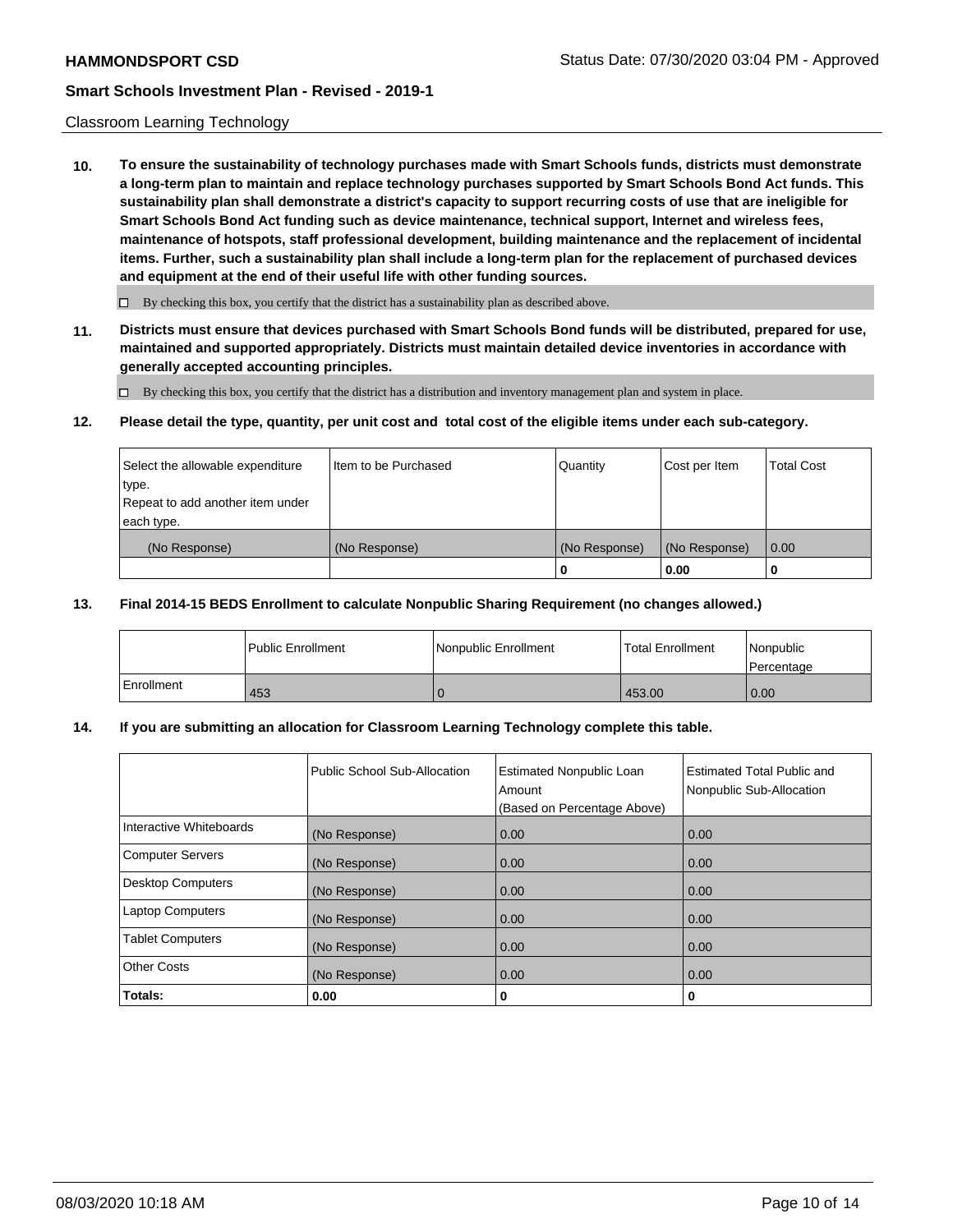Classroom Learning Technology

**10. To ensure the sustainability of technology purchases made with Smart Schools funds, districts must demonstrate a long-term plan to maintain and replace technology purchases supported by Smart Schools Bond Act funds. This sustainability plan shall demonstrate a district's capacity to support recurring costs of use that are ineligible for Smart Schools Bond Act funding such as device maintenance, technical support, Internet and wireless fees, maintenance of hotspots, staff professional development, building maintenance and the replacement of incidental items. Further, such a sustainability plan shall include a long-term plan for the replacement of purchased devices and equipment at the end of their useful life with other funding sources.**

☐ By checking this box, you certify that the district has a sustainability plan as described above.

**11. Districts must ensure that devices purchased with Smart Schools Bond funds will be distributed, prepared for use, maintained and supported appropriately. Districts must maintain detailed device inventories in accordance with generally accepted accounting principles.**

☐ By checking this box, you certify that the district has a distribution and inventory management plan and system in place.

**12. Please detail the type, quantity, per unit cost and total cost of the eligible items under each sub-category.**

| Select the allowable expenditure type. Repeat to add another item under each type. | Item to be Purchased | Quantity | Cost per Item | Total Cost |
|---|---|---|---|---|
| (No Response) | (No Response) | (No Response) | (No Response) | 0.00 |
| | | 0 | 0.00 | 0 |

**13. Final 2014-15 BEDS Enrollment to calculate Nonpublic Sharing Requirement (no changes allowed.)**

| | Public Enrollment | Nonpublic Enrollment | Total Enrollment | Nonpublic Percentage |
|---|---|---|---|---|
| Enrollment | 453 | 0 | 453.00 | 0.00 |

**14. If you are submitting an allocation for Classroom Learning Technology complete this table.**

| | Public School Sub-Allocation | Estimated Nonpublic Loan Amount (Based on Percentage Above) | Estimated Total Public and Nonpublic Sub-Allocation |
|---|---|---|---|
| Interactive Whiteboards | (No Response) | 0.00 | 0.00 |
| Computer Servers | (No Response) | 0.00 | 0.00 |
| Desktop Computers | (No Response) | 0.00 | 0.00 |
| Laptop Computers | (No Response) | 0.00 | 0.00 |
| Tablet Computers | (No Response) | 0.00 | 0.00 |
| Other Costs | (No Response) | 0.00 | 0.00 |
| **Totals:** | **0.00** | **0** | **0** |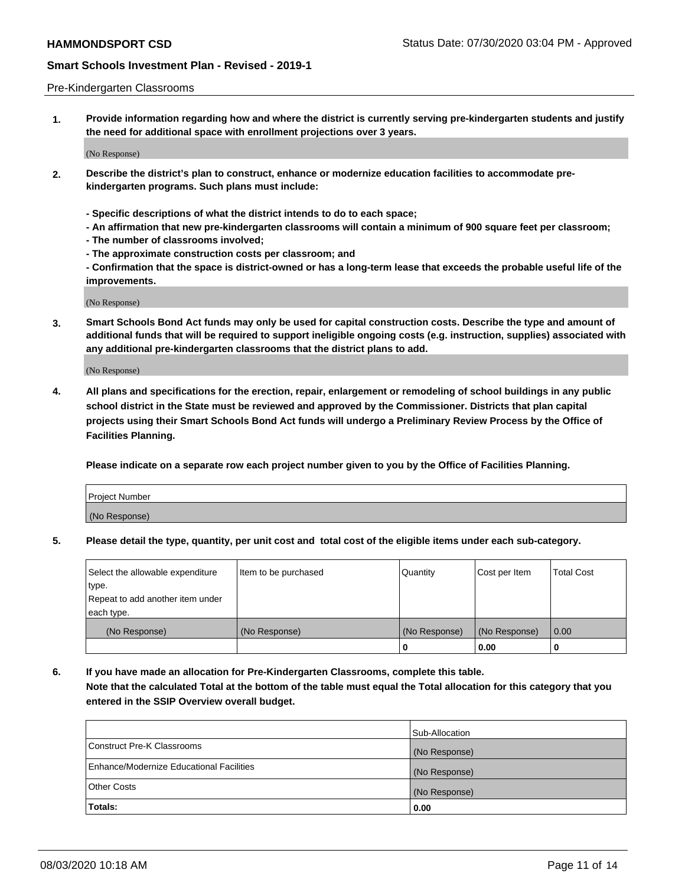Pre-Kindergarten Classrooms

**1. Provide information regarding how and where the district is currently serving pre-kindergarten students and justify the need for additional space with enrollment projections over 3 years.**

(No Response)

**2. Describe the district's plan to construct, enhance or modernize education facilities to accommodate pre-kindergarten programs. Such plans must include:**

**- Specific descriptions of what the district intends to do to each space;**
**- An affirmation that new pre-kindergarten classrooms will contain a minimum of 900 square feet per classroom;**
**- The number of classrooms involved;**
**- The approximate construction costs per classroom; and**
**- Confirmation that the space is district-owned or has a long-term lease that exceeds the probable useful life of the improvements.**

(No Response)

**3. Smart Schools Bond Act funds may only be used for capital construction costs. Describe the type and amount of additional funds that will be required to support ineligible ongoing costs (e.g. instruction, supplies) associated with any additional pre-kindergarten classrooms that the district plans to add.**

(No Response)

**4. All plans and specifications for the erection, repair, enlargement or remodeling of school buildings in any public school district in the State must be reviewed and approved by the Commissioner. Districts that plan capital projects using their Smart Schools Bond Act funds will undergo a Preliminary Review Process by the Office of Facilities Planning.**

**Please indicate on a separate row each project number given to you by the Office of Facilities Planning.**

| Project Number |
|---|
| (No Response) |

**5. Please detail the type, quantity, per unit cost and total cost of the eligible items under each sub-category.**

| Select the allowable expenditure type. Repeat to add another item under each type. | Item to be purchased | Quantity | Cost per Item | Total Cost |
|---|---|---|---|---|
| (No Response) | (No Response) | (No Response) | (No Response) | 0.00 |
| | | 0 | 0.00 | 0 |

**6. If you have made an allocation for Pre-Kindergarten Classrooms, complete this table. Note that the calculated Total at the bottom of the table must equal the Total allocation for this category that you entered in the SSIP Overview overall budget.**

| | Sub-Allocation |
|---|---|
| Construct Pre-K Classrooms | (No Response) |
| Enhance/Modernize Educational Facilities | (No Response) |
| Other Costs | (No Response) |
| **Totals:** | **0.00** |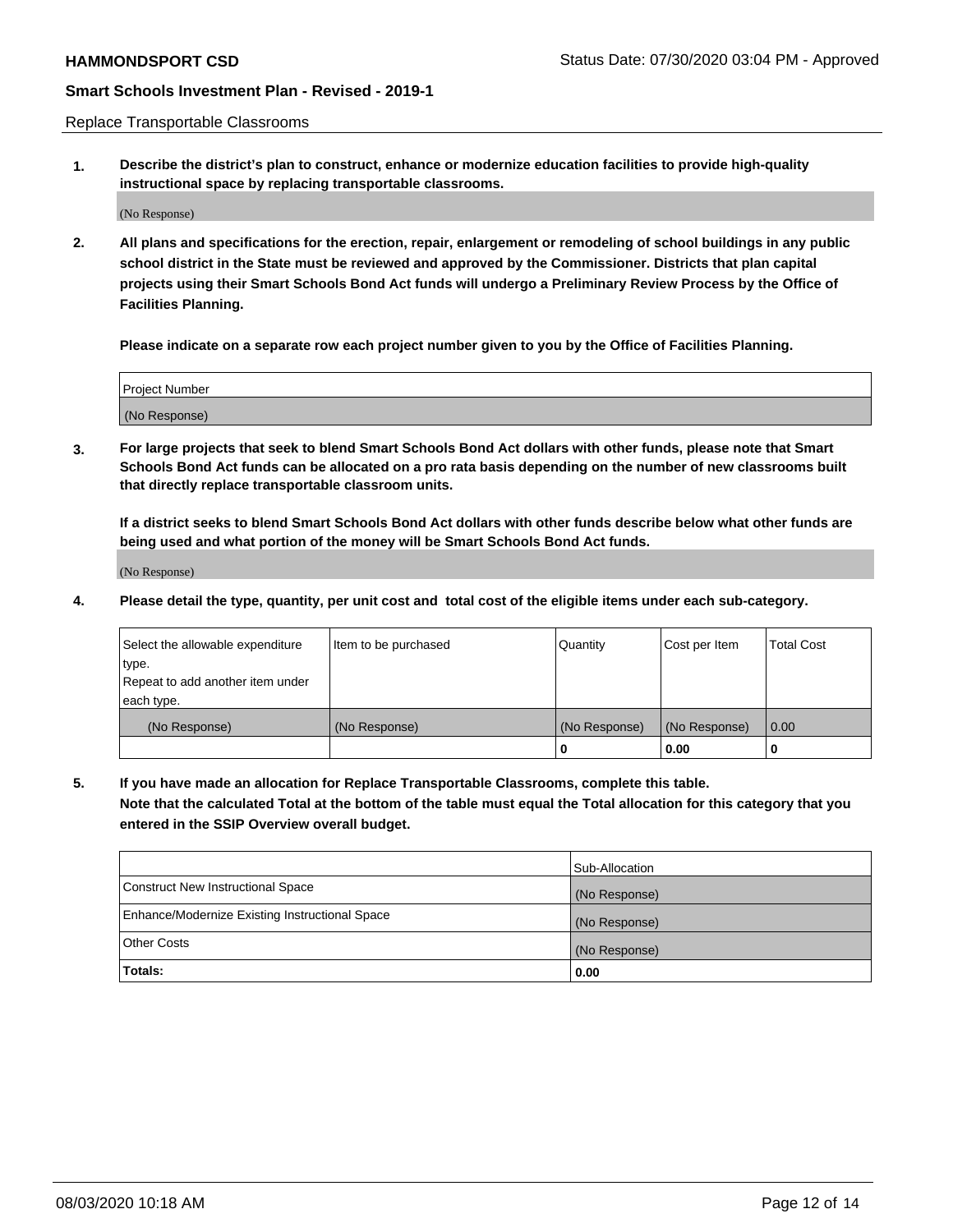Replace Transportable Classrooms

**1. Describe the district's plan to construct, enhance or modernize education facilities to provide high-quality instructional space by replacing transportable classrooms.**

(No Response)

**2. All plans and specifications for the erection, repair, enlargement or remodeling of school buildings in any public school district in the State must be reviewed and approved by the Commissioner. Districts that plan capital projects using their Smart Schools Bond Act funds will undergo a Preliminary Review Process by the Office of Facilities Planning.**

**Please indicate on a separate row each project number given to you by the Office of Facilities Planning.**

| Project Number |
|---|
| (No Response) |

**3. For large projects that seek to blend Smart Schools Bond Act dollars with other funds, please note that Smart Schools Bond Act funds can be allocated on a pro rata basis depending on the number of new classrooms built that directly replace transportable classroom units.**

**If a district seeks to blend Smart Schools Bond Act dollars with other funds describe below what other funds are being used and what portion of the money will be Smart Schools Bond Act funds.**

(No Response)

**4. Please detail the type, quantity, per unit cost and total cost of the eligible items under each sub-category.**

| Select the allowable expenditure type. Repeat to add another item under each type. | Item to be purchased | Quantity | Cost per Item | Total Cost |
|---|---|---|---|---|
| (No Response) | (No Response) | (No Response) | (No Response) | 0.00 |
| | | **0** | **0.00** | **0** |

**5. If you have made an allocation for Replace Transportable Classrooms, complete this table. Note that the calculated Total at the bottom of the table must equal the Total allocation for this category that you entered in the SSIP Overview overall budget.**

| | Sub-Allocation |
|---|---|
| Construct New Instructional Space | (No Response) |
| Enhance/Modernize Existing Instructional Space | (No Response) |
| Other Costs | (No Response) |
| **Totals:** | **0.00** |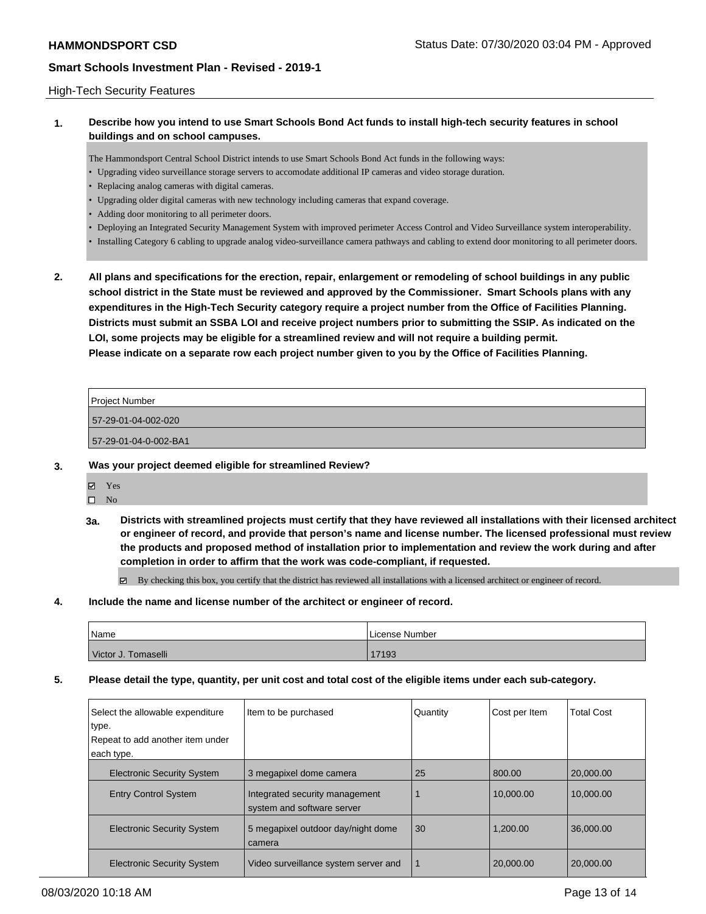## High-Tech Security Features

**1. Describe how you intend to use Smart Schools Bond Act funds to install high-tech security features in school buildings and on school campuses.**

The Hammondsport Central School District intends to use Smart Schools Bond Act funds in the following ways:

- Upgrading video surveillance storage servers to accomodate additional IP cameras and video storage duration.
- Replacing analog cameras with digital cameras.
- Upgrading older digital cameras with new technology including cameras that expand coverage.
- Adding door monitoring to all perimeter doors.
- Deploying an Integrated Security Management System with improved perimeter Access Control and Video Surveillance system interoperability.
- Installing Category 6 cabling to upgrade analog video-surveillance camera pathways and cabling to extend door monitoring to all perimeter doors.

**2. All plans and specifications for the erection, repair, enlargement or remodeling of school buildings in any public school district in the State must be reviewed and approved by the Commissioner. Smart Schools plans with any expenditures in the High-Tech Security category require a project number from the Office of Facilities Planning. Districts must submit an SSBA LOI and receive project numbers prior to submitting the SSIP. As indicated on the LOI, some projects may be eligible for a streamlined review and will not require a building permit. Please indicate on a separate row each project number given to you by the Office of Facilities Planning.**

| Project Number |
|---|
| 57-29-01-04-002-020 |
| 57-29-01-04-0-002-BA1 |

**3. Was your project deemed eligible for streamlined Review?**

☑ Yes
☐ No

**3a. Districts with streamlined projects must certify that they have reviewed all installations with their licensed architect or engineer of record, and provide that person's name and license number. The licensed professional must review the products and proposed method of installation prior to implementation and review the work during and after completion in order to affirm that the work was code-compliant, if requested.**

☑ By checking this box, you certify that the district has reviewed all installations with a licensed architect or engineer of record.

**4. Include the name and license number of the architect or engineer of record.**

| Name | License Number |
|---|---|
| Victor J. Tomaselli | 17193 |

**5. Please detail the type, quantity, per unit cost and total cost of the eligible items under each sub-category.**

| Select the allowable expenditure type. Repeat to add another item under each type. | Item to be purchased | Quantity | Cost per Item | Total Cost |
|---|---|---|---|---|
| Electronic Security System | 3 megapixel dome camera | 25 | 800.00 | 20,000.00 |
| Entry Control System | Integrated security management system and software server | 1 | 10,000.00 | 10,000.00 |
| Electronic Security System | 5 megapixel outdoor day/night dome camera | 30 | 1,200.00 | 36,000.00 |
| Electronic Security System | Video surveillance system server and | 1 | 20,000.00 | 20,000.00 |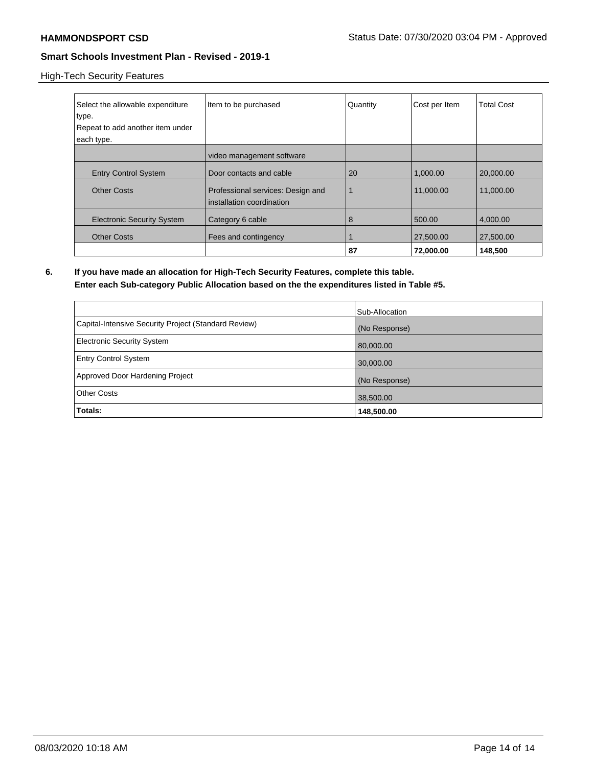High-Tech Security Features

| Select the allowable expenditure type. Repeat to add another item under each type. | Item to be purchased | Quantity | Cost per Item | Total Cost |
|---|---|---|---|---|
| | video management software | | | |
| Entry Control System | Door contacts and cable | 20 | 1,000.00 | 20,000.00 |
| Other Costs | Professional services: Design and installation coordination | 1 | 11,000.00 | 11,000.00 |
| Electronic Security System | Category 6 cable | 8 | 500.00 | 4,000.00 |
| Other Costs | Fees and contingency | 1 | 27,500.00 | 27,500.00 |
| | | **87** | **72,000.00** | **148,500** |

**6. If you have made an allocation for High-Tech Security Features, complete this table.**
**Enter each Sub-category Public Allocation based on the the expenditures listed in Table #5.**

| | Sub-Allocation |
|---|---|
| Capital-Intensive Security Project (Standard Review) | (No Response) |
| Electronic Security System | 80,000.00 |
| Entry Control System | 30,000.00 |
| Approved Door Hardening Project | (No Response) |
| Other Costs | 38,500.00 |
| **Totals:** | **148,500.00** |